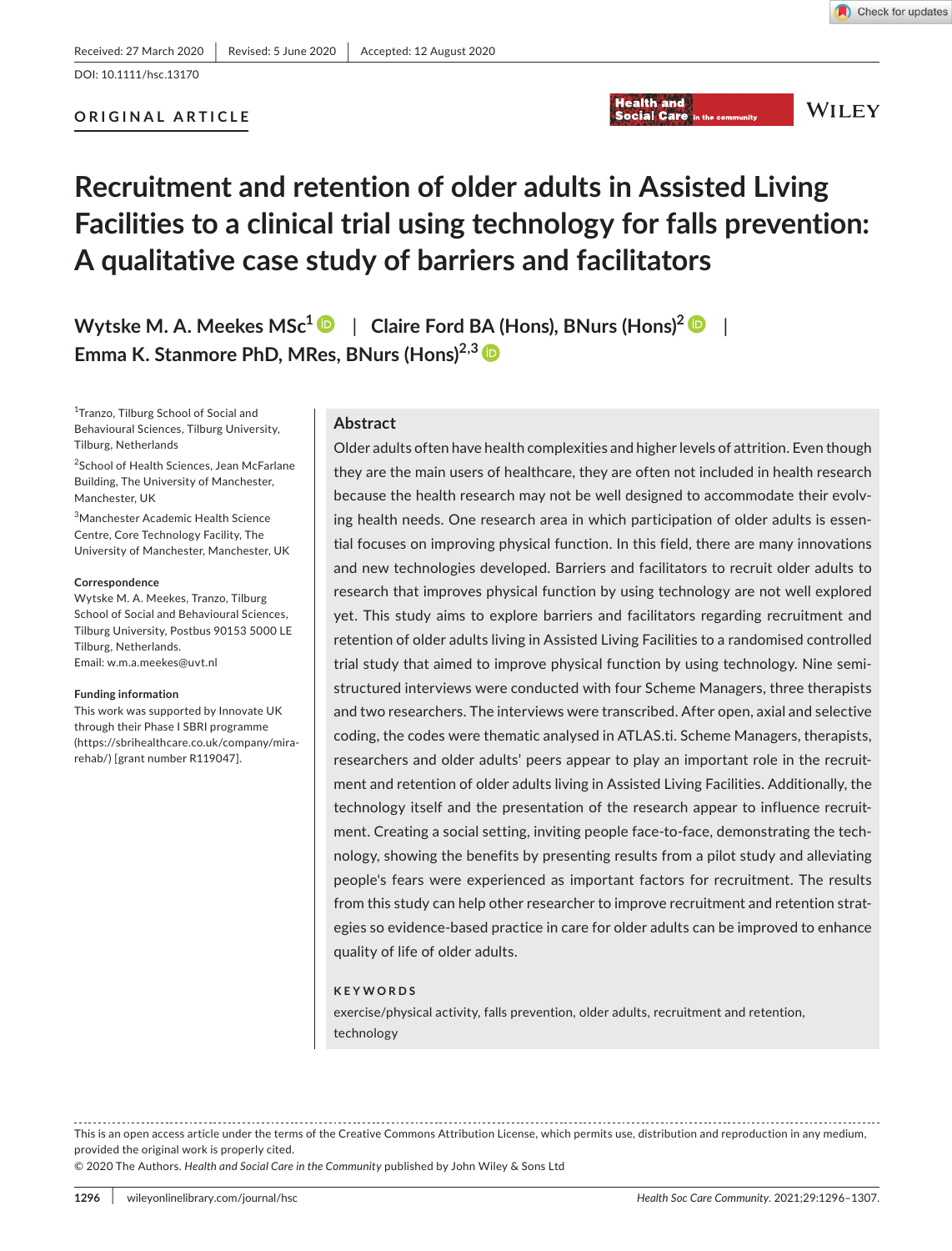Received: 27 March 2020 | Revised: 5 June 2020 | Accepted: 12 August 2020

DOI: 10.1111/hsc.13170

ORIGINAL ARTICLE

# Recruitment and retention of older adults in Assisted Living Facilities to a clinical trial using technology for falls prevention: A qualitative case study of barriers and facilitators

**Wytske M. A. Meekes MSc**[1] | **Claire Ford BA (Hons), BNurs (Hons)**[2] | **Emma K. Stanmore PhD, MRes, BNurs (Hons)**[2,3]

[1]Tranzo, Tilburg School of Social and Behavioural Sciences, Tilburg University, Tilburg, Netherlands

[2]School of Health Sciences, Jean McFarlane Building, The University of Manchester, Manchester, UK

[3]Manchester Academic Health Science Centre, Core Technology Facility, The University of Manchester, Manchester, UK

**Correspondence**
Wytske M. A. Meekes, Tranzo, Tilburg School of Social and Behavioural Sciences, Tilburg University, Postbus 90153 5000 LE Tilburg, Netherlands.
Email: w.m.a.meekes@uvt.nl

**Funding information**
This work was supported by Innovate UK through their Phase I SBRI programme (https://sbrihealthcare.co.uk/company/mira-rehab/) [grant number R119047].

## Abstract

Older adults often have health complexities and higher levels of attrition. Even though they are the main users of healthcare, they are often not included in health research because the health research may not be well designed to accommodate their evolving health needs. One research area in which participation of older adults is essential focuses on improving physical function. In this field, there are many innovations and new technologies developed. Barriers and facilitators to recruit older adults to research that improves physical function by using technology are not well explored yet. This study aims to explore barriers and facilitators regarding recruitment and retention of older adults living in Assisted Living Facilities to a randomised controlled trial study that aimed to improve physical function by using technology. Nine semi-structured interviews were conducted with four Scheme Managers, three therapists and two researchers. The interviews were transcribed. After open, axial and selective coding, the codes were thematic analysed in ATLAS.ti. Scheme Managers, therapists, researchers and older adults' peers appear to play an important role in the recruitment and retention of older adults living in Assisted Living Facilities. Additionally, the technology itself and the presentation of the research appear to influence recruitment. Creating a social setting, inviting people face-to-face, demonstrating the technology, showing the benefits by presenting results from a pilot study and alleviating people's fears were experienced as important factors for recruitment. The results from this study can help other researcher to improve recruitment and retention strategies so evidence-based practice in care for older adults can be improved to enhance quality of life of older adults.

**KEYWORDS**

exercise/physical activity, falls prevention, older adults, recruitment and retention, technology

---

This is an open access article under the terms of the Creative Commons Attribution License, which permits use, distribution and reproduction in any medium, provided the original work is properly cited.

© 2020 The Authors. *Health and Social Care in the Community* published by John Wiley & Sons Ltd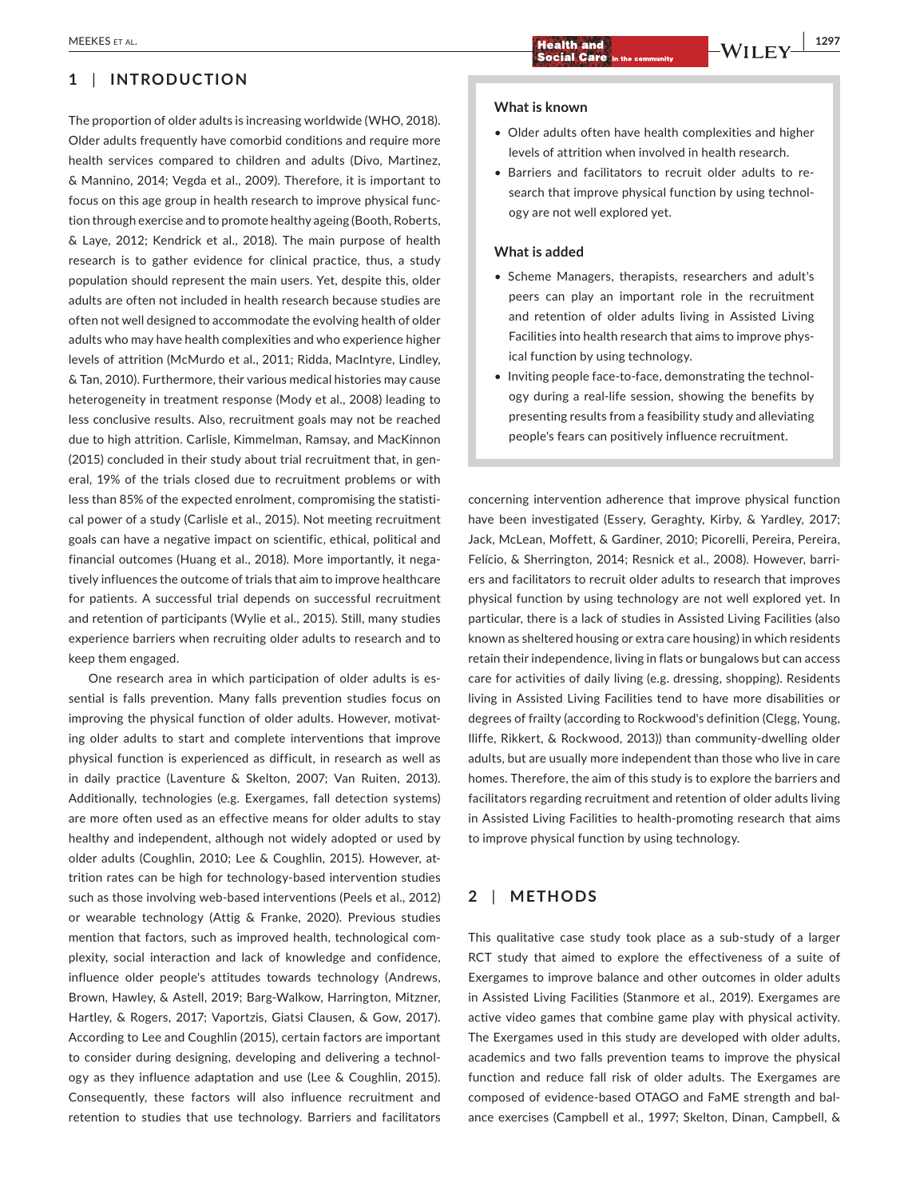## 1 | INTRODUCTION

The proportion of older adults is increasing worldwide (WHO, 2018). Older adults frequently have comorbid conditions and require more health services compared to children and adults (Divo, Martinez, & Mannino, 2014; Vegda et al., 2009). Therefore, it is important to focus on this age group in health research to improve physical function through exercise and to promote healthy ageing (Booth, Roberts, & Laye, 2012; Kendrick et al., 2018). The main purpose of health research is to gather evidence for clinical practice, thus, a study population should represent the main users. Yet, despite this, older adults are often not included in health research because studies are often not well designed to accommodate the evolving health of older adults who may have health complexities and who experience higher levels of attrition (McMurdo et al., 2011; Ridda, MacIntyre, Lindley, & Tan, 2010). Furthermore, their various medical histories may cause heterogeneity in treatment response (Mody et al., 2008) leading to less conclusive results. Also, recruitment goals may not be reached due to high attrition. Carlisle, Kimmelman, Ramsay, and MacKinnon (2015) concluded in their study about trial recruitment that, in general, 19% of the trials closed due to recruitment problems or with less than 85% of the expected enrolment, compromising the statistical power of a study (Carlisle et al., 2015). Not meeting recruitment goals can have a negative impact on scientific, ethical, political and financial outcomes (Huang et al., 2018). More importantly, it negatively influences the outcome of trials that aim to improve healthcare for patients. A successful trial depends on successful recruitment and retention of participants (Wylie et al., 2015). Still, many studies experience barriers when recruiting older adults to research and to keep them engaged.

One research area in which participation of older adults is essential is falls prevention. Many falls prevention studies focus on improving the physical function of older adults. However, motivating older adults to start and complete interventions that improve physical function is experienced as difficult, in research as well as in daily practice (Laventure & Skelton, 2007; Van Ruiten, 2013). Additionally, technologies (e.g. Exergames, fall detection systems) are more often used as an effective means for older adults to stay healthy and independent, although not widely adopted or used by older adults (Coughlin, 2010; Lee & Coughlin, 2015). However, attrition rates can be high for technology-based intervention studies such as those involving web-based interventions (Peels et al., 2012) or wearable technology (Attig & Franke, 2020). Previous studies mention that factors, such as improved health, technological complexity, social interaction and lack of knowledge and confidence, influence older people's attitudes towards technology (Andrews, Brown, Hawley, & Astell, 2019; Barg-Walkow, Harrington, Mitzner, Hartley, & Rogers, 2017; Vaportzis, Giatsi Clausen, & Gow, 2017). According to Lee and Coughlin (2015), certain factors are important to consider during designing, developing and delivering a technology as they influence adaptation and use (Lee & Coughlin, 2015). Consequently, these factors will also influence recruitment and retention to studies that use technology. Barriers and facilitators concerning intervention adherence that improve physical function have been investigated (Essery, Geraghty, Kirby, & Yardley, 2017; Jack, McLean, Moffett, & Gardiner, 2010; Picorelli, Pereira, Pereira, Felício, & Sherrington, 2014; Resnick et al., 2008). However, barriers and facilitators to recruit older adults to research that improves physical function by using technology are not well explored yet. In particular, there is a lack of studies in Assisted Living Facilities (also known as sheltered housing or extra care housing) in which residents retain their independence, living in flats or bungalows but can access care for activities of daily living (e.g. dressing, shopping). Residents living in Assisted Living Facilities tend to have more disabilities or degrees of frailty (according to Rockwood's definition (Clegg, Young, Iliffe, Rikkert, & Rockwood, 2013)) than community-dwelling older adults, but are usually more independent than those who live in care homes. Therefore, the aim of this study is to explore the barriers and facilitators regarding recruitment and retention of older adults living in Assisted Living Facilities to health-promoting research that aims to improve physical function by using technology.

> **What is known**
>
> - Older adults often have health complexities and higher levels of attrition when involved in health research.
> - Barriers and facilitators to recruit older adults to research that improve physical function by using technology are not well explored yet.
>
> **What is added**
>
> - Scheme Managers, therapists, researchers and adult's peers can play an important role in the recruitment and retention of older adults living in Assisted Living Facilities into health research that aims to improve physical function by using technology.
> - Inviting people face-to-face, demonstrating the technology during a real-life session, showing the benefits by presenting results from a feasibility study and alleviating people's fears can positively influence recruitment.

## 2 | METHODS

This qualitative case study took place as a sub-study of a larger RCT study that aimed to explore the effectiveness of a suite of Exergames to improve balance and other outcomes in older adults in Assisted Living Facilities (Stanmore et al., 2019). Exergames are active video games that combine game play with physical activity. The Exergames used in this study are developed with older adults, academics and two falls prevention teams to improve the physical function and reduce fall risk of older adults. The Exergames are composed of evidence-based OTAGO and FaME strength and balance exercises (Campbell et al., 1997; Skelton, Dinan, Campbell, &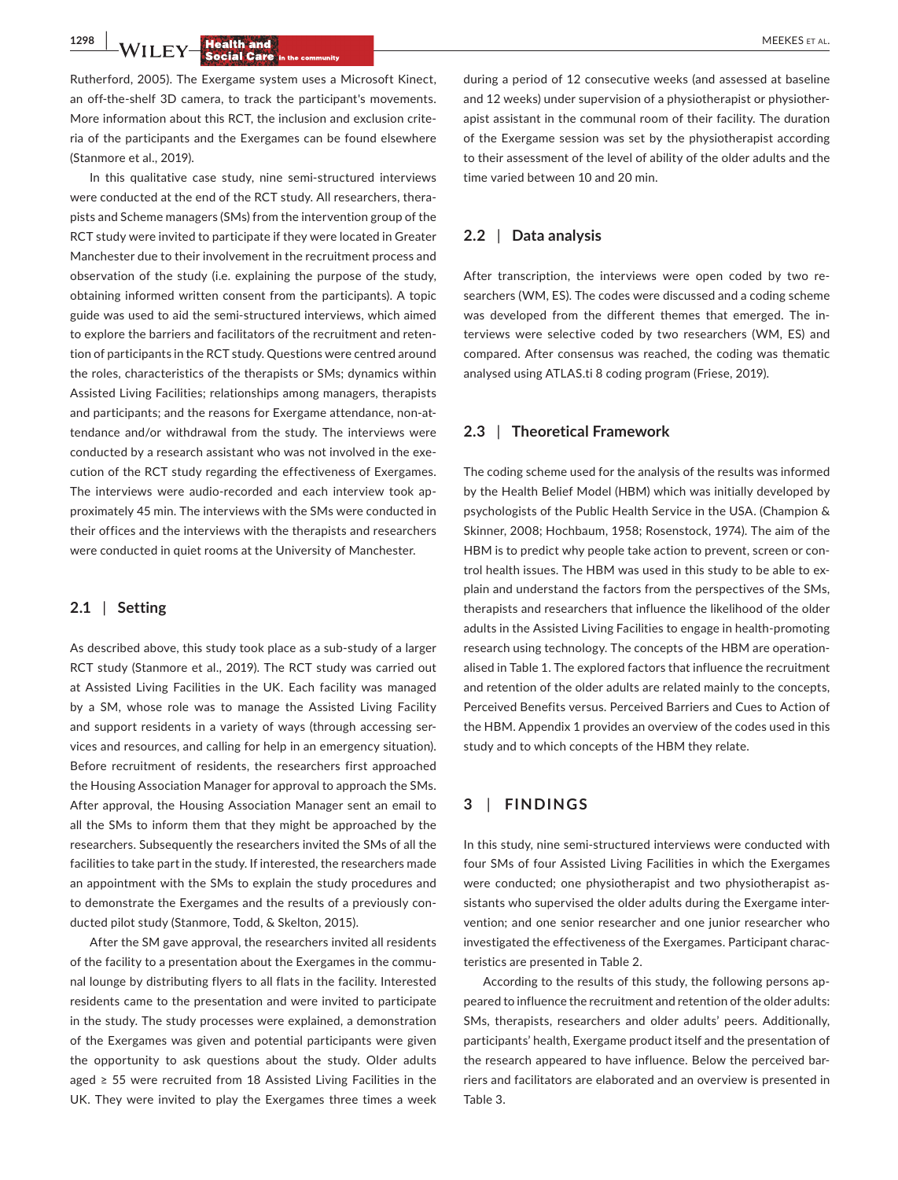Rutherford, 2005). The Exergame system uses a Microsoft Kinect, an off-the-shelf 3D camera, to track the participant's movements. More information about this RCT, the inclusion and exclusion criteria of the participants and the Exergames can be found elsewhere (Stanmore et al., 2019).

In this qualitative case study, nine semi-structured interviews were conducted at the end of the RCT study. All researchers, therapists and Scheme managers (SMs) from the intervention group of the RCT study were invited to participate if they were located in Greater Manchester due to their involvement in the recruitment process and observation of the study (i.e. explaining the purpose of the study, obtaining informed written consent from the participants). A topic guide was used to aid the semi-structured interviews, which aimed to explore the barriers and facilitators of the recruitment and retention of participants in the RCT study. Questions were centred around the roles, characteristics of the therapists or SMs; dynamics within Assisted Living Facilities; relationships among managers, therapists and participants; and the reasons for Exergame attendance, non-attendance and/or withdrawal from the study. The interviews were conducted by a research assistant who was not involved in the execution of the RCT study regarding the effectiveness of Exergames. The interviews were audio-recorded and each interview took approximately 45 min. The interviews with the SMs were conducted in their offices and the interviews with the therapists and researchers were conducted in quiet rooms at the University of Manchester.

### 2.1 | Setting

As described above, this study took place as a sub-study of a larger RCT study (Stanmore et al., 2019). The RCT study was carried out at Assisted Living Facilities in the UK. Each facility was managed by a SM, whose role was to manage the Assisted Living Facility and support residents in a variety of ways (through accessing services and resources, and calling for help in an emergency situation). Before recruitment of residents, the researchers first approached the Housing Association Manager for approval to approach the SMs. After approval, the Housing Association Manager sent an email to all the SMs to inform them that they might be approached by the researchers. Subsequently the researchers invited the SMs of all the facilities to take part in the study. If interested, the researchers made an appointment with the SMs to explain the study procedures and to demonstrate the Exergames and the results of a previously conducted pilot study (Stanmore, Todd, & Skelton, 2015).

After the SM gave approval, the researchers invited all residents of the facility to a presentation about the Exergames in the communal lounge by distributing flyers to all flats in the facility. Interested residents came to the presentation and were invited to participate in the study. The study processes were explained, a demonstration of the Exergames was given and potential participants were given the opportunity to ask questions about the study. Older adults aged ≥ 55 were recruited from 18 Assisted Living Facilities in the UK. They were invited to play the Exergames three times a week during a period of 12 consecutive weeks (and assessed at baseline and 12 weeks) under supervision of a physiotherapist or physiotherapist assistant in the communal room of their facility. The duration of the Exergame session was set by the physiotherapist according to their assessment of the level of ability of the older adults and the time varied between 10 and 20 min.

### 2.2 | Data analysis

After transcription, the interviews were open coded by two researchers (WM, ES). The codes were discussed and a coding scheme was developed from the different themes that emerged. The interviews were selective coded by two researchers (WM, ES) and compared. After consensus was reached, the coding was thematic analysed using ATLAS.ti 8 coding program (Friese, 2019).

### 2.3 | Theoretical Framework

The coding scheme used for the analysis of the results was informed by the Health Belief Model (HBM) which was initially developed by psychologists of the Public Health Service in the USA. (Champion & Skinner, 2008; Hochbaum, 1958; Rosenstock, 1974). The aim of the HBM is to predict why people take action to prevent, screen or control health issues. The HBM was used in this study to be able to explain and understand the factors from the perspectives of the SMs, therapists and researchers that influence the likelihood of the older adults in the Assisted Living Facilities to engage in health-promoting research using technology. The concepts of the HBM are operationalised in Table 1. The explored factors that influence the recruitment and retention of the older adults are related mainly to the concepts, Perceived Benefits versus. Perceived Barriers and Cues to Action of the HBM. Appendix 1 provides an overview of the codes used in this study and to which concepts of the HBM they relate.

## 3 | FINDINGS

In this study, nine semi-structured interviews were conducted with four SMs of four Assisted Living Facilities in which the Exergames were conducted; one physiotherapist and two physiotherapist assistants who supervised the older adults during the Exergame intervention; and one senior researcher and one junior researcher who investigated the effectiveness of the Exergames. Participant characteristics are presented in Table 2.

According to the results of this study, the following persons appeared to influence the recruitment and retention of the older adults: SMs, therapists, researchers and older adults' peers. Additionally, participants' health, Exergame product itself and the presentation of the research appeared to have influence. Below the perceived barriers and facilitators are elaborated and an overview is presented in Table 3.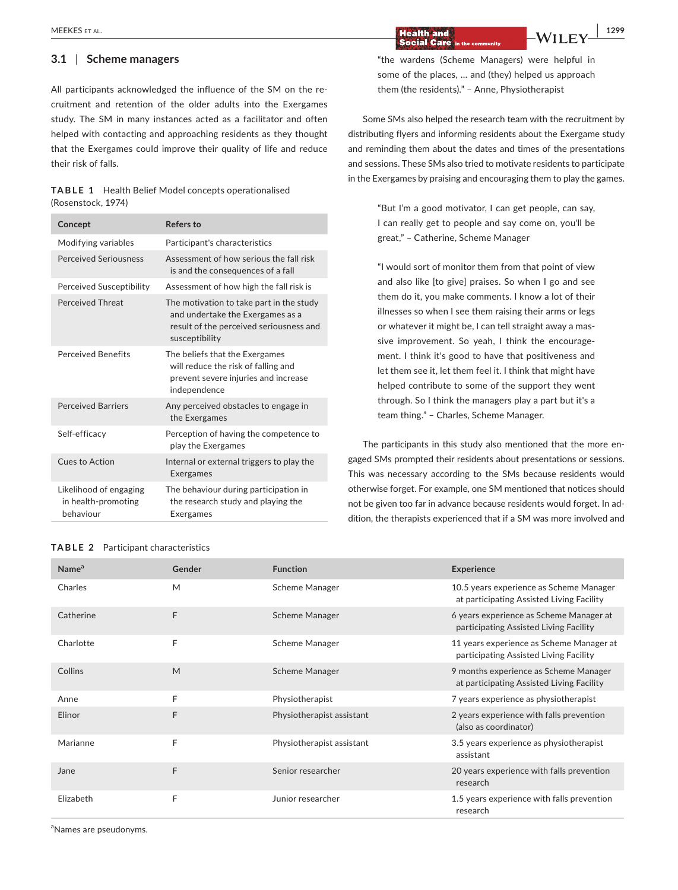### 3.1 | Scheme managers

All participants acknowledged the influence of the SM on the recruitment and retention of the older adults into the Exergames study. The SM in many instances acted as a facilitator and often helped with contacting and approaching residents as they thought that the Exergames could improve their quality of life and reduce their risk of falls.

**TABLE 1** Health Belief Model concepts operationalised (Rosenstock, 1974)

| Concept | Refers to |
|---|---|
| Modifying variables | Participant's characteristics |
| Perceived Seriousness | Assessment of how serious the fall risk is and the consequences of a fall |
| Perceived Susceptibility | Assessment of how high the fall risk is |
| Perceived Threat | The motivation to take part in the study and undertake the Exergames as a result of the perceived seriousness and susceptibility |
| Perceived Benefits | The beliefs that the Exergames will reduce the risk of falling and prevent severe injuries and increase independence |
| Perceived Barriers | Any perceived obstacles to engage in the Exergames |
| Self-efficacy | Perception of having the competence to play the Exergames |
| Cues to Action | Internal or external triggers to play the Exergames |
| Likelihood of engaging in health-promoting behaviour | The behaviour during participation in the research study and playing the Exergames |

> "the wardens (Scheme Managers) were helpful in some of the places, … and (they) helped us approach them (the residents)." – Anne, Physiotherapist

Some SMs also helped the research team with the recruitment by distributing flyers and informing residents about the Exergame study and reminding them about the dates and times of the presentations and sessions. These SMs also tried to motivate residents to participate in the Exergames by praising and encouraging them to play the games.

> "But I'm a good motivator, I can get people, can say, I can really get to people and say come on, you'll be great," – Catherine, Scheme Manager

> "I would sort of monitor them from that point of view and also like [to give] praises. So when I go and see them do it, you make comments. I know a lot of their illnesses so when I see them raising their arms or legs or whatever it might be, I can tell straight away a massive improvement. So yeah, I think the encouragement. I think it's good to have that positiveness and let them see it, let them feel it. I think that might have helped contribute to some of the support they went through. So I think the managers play a part but it's a team thing." – Charles, Scheme Manager.

The participants in this study also mentioned that the more engaged SMs prompted their residents about presentations or sessions. This was necessary according to the SMs because residents would otherwise forget. For example, one SM mentioned that notices should not be given too far in advance because residents would forget. In addition, the therapists experienced that if a SM was more involved and

**TABLE 2** Participant characteristics

| Name[a] | Gender | Function | Experience |
|---|---|---|---|
| Charles | M | Scheme Manager | 10.5 years experience as Scheme Manager at participating Assisted Living Facility |
| Catherine | F | Scheme Manager | 6 years experience as Scheme Manager at participating Assisted Living Facility |
| Charlotte | F | Scheme Manager | 11 years experience as Scheme Manager at participating Assisted Living Facility |
| Collins | M | Scheme Manager | 9 months experience as Scheme Manager at participating Assisted Living Facility |
| Anne | F | Physiotherapist | 7 years experience as physiotherapist |
| Elinor | F | Physiotherapist assistant | 2 years experience with falls prevention (also as coordinator) |
| Marianne | F | Physiotherapist assistant | 3.5 years experience as physiotherapist assistant |
| Jane | F | Senior researcher | 20 years experience with falls prevention research |
| Elizabeth | F | Junior researcher | 1.5 years experience with falls prevention research |

[a]Names are pseudonyms.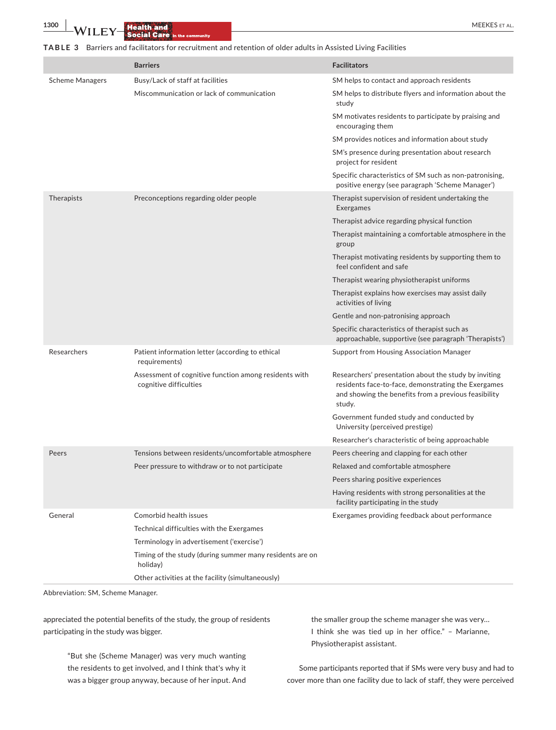**TABLE 3** Barriers and facilitators for recruitment and retention of older adults in Assisted Living Facilities

| | Barriers | Facilitators |
|---|---|---|
| Scheme Managers | Busy/Lack of staff at facilities | SM helps to contact and approach residents |
| | Miscommunication or lack of communication | SM helps to distribute flyers and information about the study |
| | | SM motivates residents to participate by praising and encouraging them |
| | | SM provides notices and information about study |
| | | SM's presence during presentation about research project for resident |
| | | Specific characteristics of SM such as non-patronising, positive energy (see paragraph 'Scheme Manager') |
| Therapists | Preconceptions regarding older people | Therapist supervision of resident undertaking the Exergames |
| | | Therapist advice regarding physical function |
| | | Therapist maintaining a comfortable atmosphere in the group |
| | | Therapist motivating residents by supporting them to feel confident and safe |
| | | Therapist wearing physiotherapist uniforms |
| | | Therapist explains how exercises may assist daily activities of living |
| | | Gentle and non-patronising approach |
| | | Specific characteristics of therapist such as approachable, supportive (see paragraph 'Therapists') |
| Researchers | Patient information letter (according to ethical requirements) | Support from Housing Association Manager |
| | Assessment of cognitive function among residents with cognitive difficulties | Researchers' presentation about the study by inviting residents face-to-face, demonstrating the Exergames and showing the benefits from a previous feasibility study. |
| | | Government funded study and conducted by University (perceived prestige) |
| | | Researcher's characteristic of being approachable |
| Peers | Tensions between residents/uncomfortable atmosphere | Peers cheering and clapping for each other |
| | Peer pressure to withdraw or to not participate | Relaxed and comfortable atmosphere |
| | | Peers sharing positive experiences |
| | | Having residents with strong personalities at the facility participating in the study |
| General | Comorbid health issues | Exergames providing feedback about performance |
| | Technical difficulties with the Exergames | |
| | Terminology in advertisement ('exercise') | |
| | Timing of the study (during summer many residents are on holiday) | |
| | Other activities at the facility (simultaneously) | |

Abbreviation: SM, Scheme Manager.

appreciated the potential benefits of the study, the group of residents participating in the study was bigger.

> "But she (Scheme Manager) was very much wanting the residents to get involved, and I think that's why it was a bigger group anyway, because of her input. And the smaller group the scheme manager she was very… I think she was tied up in her office." – Marianne, Physiotherapist assistant.

Some participants reported that if SMs were very busy and had to cover more than one facility due to lack of staff, they were perceived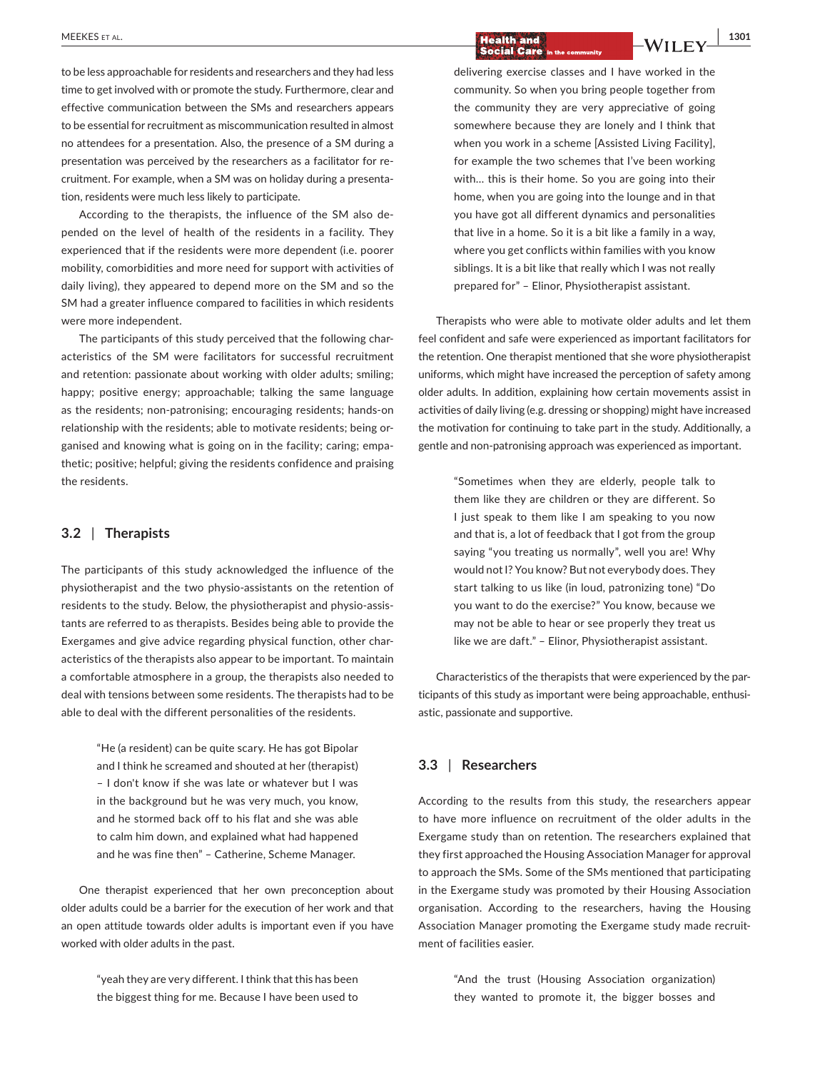to be less approachable for residents and researchers and they had less time to get involved with or promote the study. Furthermore, clear and effective communication between the SMs and researchers appears to be essential for recruitment as miscommunication resulted in almost no attendees for a presentation. Also, the presence of a SM during a presentation was perceived by the researchers as a facilitator for recruitment. For example, when a SM was on holiday during a presentation, residents were much less likely to participate.

According to the therapists, the influence of the SM also depended on the level of health of the residents in a facility. They experienced that if the residents were more dependent (i.e. poorer mobility, comorbidities and more need for support with activities of daily living), they appeared to depend more on the SM and so the SM had a greater influence compared to facilities in which residents were more independent.

The participants of this study perceived that the following characteristics of the SM were facilitators for successful recruitment and retention: passionate about working with older adults; smiling; happy; positive energy; approachable; talking the same language as the residents; non-patronising; encouraging residents; hands-on relationship with the residents; able to motivate residents; being organised and knowing what is going on in the facility; caring; empathetic; positive; helpful; giving the residents confidence and praising the residents.

## 3.2 | Therapists

The participants of this study acknowledged the influence of the physiotherapist and the two physio-assistants on the retention of residents to the study. Below, the physiotherapist and physio-assistants are referred to as therapists. Besides being able to provide the Exergames and give advice regarding physical function, other characteristics of the therapists also appear to be important. To maintain a comfortable atmosphere in a group, the therapists also needed to deal with tensions between some residents. The therapists had to be able to deal with the different personalities of the residents.

> "He (a resident) can be quite scary. He has got Bipolar and I think he screamed and shouted at her (therapist) – I don't know if she was late or whatever but I was in the background but he was very much, you know, and he stormed back off to his flat and she was able to calm him down, and explained what had happened and he was fine then" – Catherine, Scheme Manager.

One therapist experienced that her own preconception about older adults could be a barrier for the execution of her work and that an open attitude towards older adults is important even if you have worked with older adults in the past.

> "yeah they are very different. I think that this has been the biggest thing for me. Because I have been used to delivering exercise classes and I have worked in the community. So when you bring people together from the community they are very appreciative of going somewhere because they are lonely and I think that when you work in a scheme [Assisted Living Facility], for example the two schemes that I've been working with… this is their home. So you are going into their home, when you are going into the lounge and in that you have got all different dynamics and personalities that live in a home. So it is a bit like a family in a way, where you get conflicts within families with you know siblings. It is a bit like that really which I was not really prepared for" – Elinor, Physiotherapist assistant.

Therapists who were able to motivate older adults and let them feel confident and safe were experienced as important facilitators for the retention. One therapist mentioned that she wore physiotherapist uniforms, which might have increased the perception of safety among older adults. In addition, explaining how certain movements assist in activities of daily living (e.g. dressing or shopping) might have increased the motivation for continuing to take part in the study. Additionally, a gentle and non-patronising approach was experienced as important.

> "Sometimes when they are elderly, people talk to them like they are children or they are different. So I just speak to them like I am speaking to you now and that is, a lot of feedback that I got from the group saying "you treating us normally", well you are! Why would not I? You know? But not everybody does. They start talking to us like (in loud, patronizing tone) "Do you want to do the exercise?" You know, because we may not be able to hear or see properly they treat us like we are daft." – Elinor, Physiotherapist assistant.

Characteristics of the therapists that were experienced by the participants of this study as important were being approachable, enthusiastic, passionate and supportive.

## 3.3 | Researchers

According to the results from this study, the researchers appear to have more influence on recruitment of the older adults in the Exergame study than on retention. The researchers explained that they first approached the Housing Association Manager for approval to approach the SMs. Some of the SMs mentioned that participating in the Exergame study was promoted by their Housing Association organisation. According to the researchers, having the Housing Association Manager promoting the Exergame study made recruitment of facilities easier.

> "And the trust (Housing Association organization) they wanted to promote it, the bigger bosses and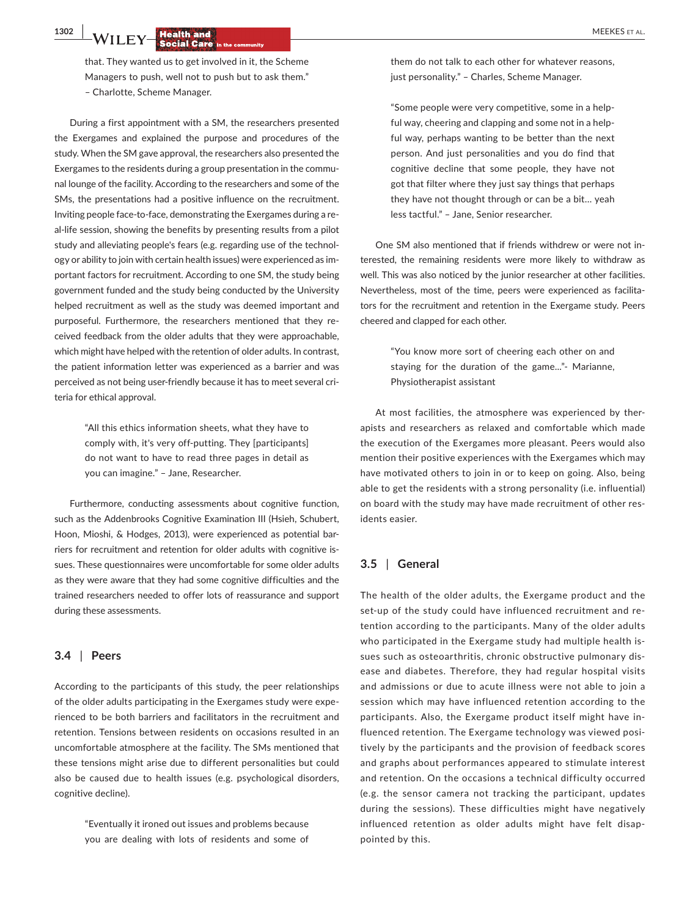that. They wanted us to get involved in it, the Scheme Managers to push, well not to push but to ask them." – Charlotte, Scheme Manager.

During a first appointment with a SM, the researchers presented the Exergames and explained the purpose and procedures of the study. When the SM gave approval, the researchers also presented the Exergames to the residents during a group presentation in the communal lounge of the facility. According to the researchers and some of the SMs, the presentations had a positive influence on the recruitment. Inviting people face-to-face, demonstrating the Exergames during a real-life session, showing the benefits by presenting results from a pilot study and alleviating people's fears (e.g. regarding use of the technology or ability to join with certain health issues) were experienced as important factors for recruitment. According to one SM, the study being government funded and the study being conducted by the University helped recruitment as well as the study was deemed important and purposeful. Furthermore, the researchers mentioned that they received feedback from the older adults that they were approachable, which might have helped with the retention of older adults. In contrast, the patient information letter was experienced as a barrier and was perceived as not being user-friendly because it has to meet several criteria for ethical approval.

> "All this ethics information sheets, what they have to comply with, it's very off-putting. They [participants] do not want to have to read three pages in detail as you can imagine." – Jane, Researcher.

Furthermore, conducting assessments about cognitive function, such as the Addenbrooks Cognitive Examination III (Hsieh, Schubert, Hoon, Mioshi, & Hodges, 2013), were experienced as potential barriers for recruitment and retention for older adults with cognitive issues. These questionnaires were uncomfortable for some older adults as they were aware that they had some cognitive difficulties and the trained researchers needed to offer lots of reassurance and support during these assessments.

### 3.4 | Peers

According to the participants of this study, the peer relationships of the older adults participating in the Exergames study were experienced to be both barriers and facilitators in the recruitment and retention. Tensions between residents on occasions resulted in an uncomfortable atmosphere at the facility. The SMs mentioned that these tensions might arise due to different personalities but could also be caused due to health issues (e.g. psychological disorders, cognitive decline).

> "Eventually it ironed out issues and problems because you are dealing with lots of residents and some of them do not talk to each other for whatever reasons, just personality." – Charles, Scheme Manager.

> "Some people were very competitive, some in a helpful way, cheering and clapping and some not in a helpful way, perhaps wanting to be better than the next person. And just personalities and you do find that cognitive decline that some people, they have not got that filter where they just say things that perhaps they have not thought through or can be a bit… yeah less tactful." – Jane, Senior researcher.

One SM also mentioned that if friends withdrew or were not interested, the remaining residents were more likely to withdraw as well. This was also noticed by the junior researcher at other facilities. Nevertheless, most of the time, peers were experienced as facilitators for the recruitment and retention in the Exergame study. Peers cheered and clapped for each other.

> "You know more sort of cheering each other on and staying for the duration of the game…"- Marianne, Physiotherapist assistant

At most facilities, the atmosphere was experienced by therapists and researchers as relaxed and comfortable which made the execution of the Exergames more pleasant. Peers would also mention their positive experiences with the Exergames which may have motivated others to join in or to keep on going. Also, being able to get the residents with a strong personality (i.e. influential) on board with the study may have made recruitment of other residents easier.

### 3.5 | General

The health of the older adults, the Exergame product and the set-up of the study could have influenced recruitment and retention according to the participants. Many of the older adults who participated in the Exergame study had multiple health issues such as osteoarthritis, chronic obstructive pulmonary disease and diabetes. Therefore, they had regular hospital visits and admissions or due to acute illness were not able to join a session which may have influenced retention according to the participants. Also, the Exergame product itself might have influenced retention. The Exergame technology was viewed positively by the participants and the provision of feedback scores and graphs about performances appeared to stimulate interest and retention. On the occasions a technical difficulty occurred (e.g. the sensor camera not tracking the participant, updates during the sessions). These difficulties might have negatively influenced retention as older adults might have felt disappointed by this.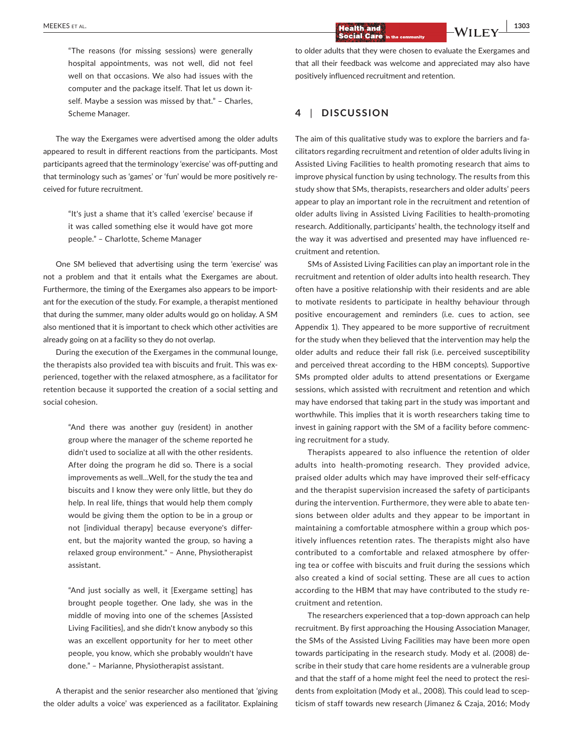> "The reasons (for missing sessions) were generally hospital appointments, was not well, did not feel well on that occasions. We also had issues with the computer and the package itself. That let us down itself. Maybe a session was missed by that." – Charles, Scheme Manager.

The way the Exergames were advertised among the older adults appeared to result in different reactions from the participants. Most participants agreed that the terminology 'exercise' was off-putting and that terminology such as 'games' or 'fun' would be more positively received for future recruitment.

> "It's just a shame that it's called 'exercise' because if it was called something else it would have got more people." – Charlotte, Scheme Manager

One SM believed that advertising using the term 'exercise' was not a problem and that it entails what the Exergames are about. Furthermore, the timing of the Exergames also appears to be important for the execution of the study. For example, a therapist mentioned that during the summer, many older adults would go on holiday. A SM also mentioned that it is important to check which other activities are already going on at a facility so they do not overlap.

During the execution of the Exergames in the communal lounge, the therapists also provided tea with biscuits and fruit. This was experienced, together with the relaxed atmosphere, as a facilitator for retention because it supported the creation of a social setting and social cohesion.

> "And there was another guy (resident) in another group where the manager of the scheme reported he didn't used to socialize at all with the other residents. After doing the program he did so. There is a social improvements as well…Well, for the study the tea and biscuits and I know they were only little, but they do help. In real life, things that would help them comply would be giving them the option to be in a group or not [individual therapy] because everyone's different, but the majority wanted the group, so having a relaxed group environment." – Anne, Physiotherapist assistant.

> "And just socially as well, it [Exergame setting] has brought people together. One lady, she was in the middle of moving into one of the schemes [Assisted Living Facilities], and she didn't know anybody so this was an excellent opportunity for her to meet other people, you know, which she probably wouldn't have done." – Marianne, Physiotherapist assistant.

A therapist and the senior researcher also mentioned that 'giving the older adults a voice' was experienced as a facilitator. Explaining to older adults that they were chosen to evaluate the Exergames and that all their feedback was welcome and appreciated may also have positively influenced recruitment and retention.

## 4 | DISCUSSION

The aim of this qualitative study was to explore the barriers and facilitators regarding recruitment and retention of older adults living in Assisted Living Facilities to health promoting research that aims to improve physical function by using technology. The results from this study show that SMs, therapists, researchers and older adults' peers appear to play an important role in the recruitment and retention of older adults living in Assisted Living Facilities to health-promoting research. Additionally, participants' health, the technology itself and the way it was advertised and presented may have influenced recruitment and retention.

SMs of Assisted Living Facilities can play an important role in the recruitment and retention of older adults into health research. They often have a positive relationship with their residents and are able to motivate residents to participate in healthy behaviour through positive encouragement and reminders (i.e. cues to action, see Appendix 1). They appeared to be more supportive of recruitment for the study when they believed that the intervention may help the older adults and reduce their fall risk (i.e. perceived susceptibility and perceived threat according to the HBM concepts). Supportive SMs prompted older adults to attend presentations or Exergame sessions, which assisted with recruitment and retention and which may have endorsed that taking part in the study was important and worthwhile. This implies that it is worth researchers taking time to invest in gaining rapport with the SM of a facility before commencing recruitment for a study.

Therapists appeared to also influence the retention of older adults into health-promoting research. They provided advice, praised older adults which may have improved their self-efficacy and the therapist supervision increased the safety of participants during the intervention. Furthermore, they were able to abate tensions between older adults and they appear to be important in maintaining a comfortable atmosphere within a group which positively influences retention rates. The therapists might also have contributed to a comfortable and relaxed atmosphere by offering tea or coffee with biscuits and fruit during the sessions which also created a kind of social setting. These are all cues to action according to the HBM that may have contributed to the study recruitment and retention.

The researchers experienced that a top-down approach can help recruitment. By first approaching the Housing Association Manager, the SMs of the Assisted Living Facilities may have been more open towards participating in the research study. Mody et al. (2008) describe in their study that care home residents are a vulnerable group and that the staff of a home might feel the need to protect the residents from exploitation (Mody et al., 2008). This could lead to scepticism of staff towards new research (Jimanez & Czaja, 2016; Mody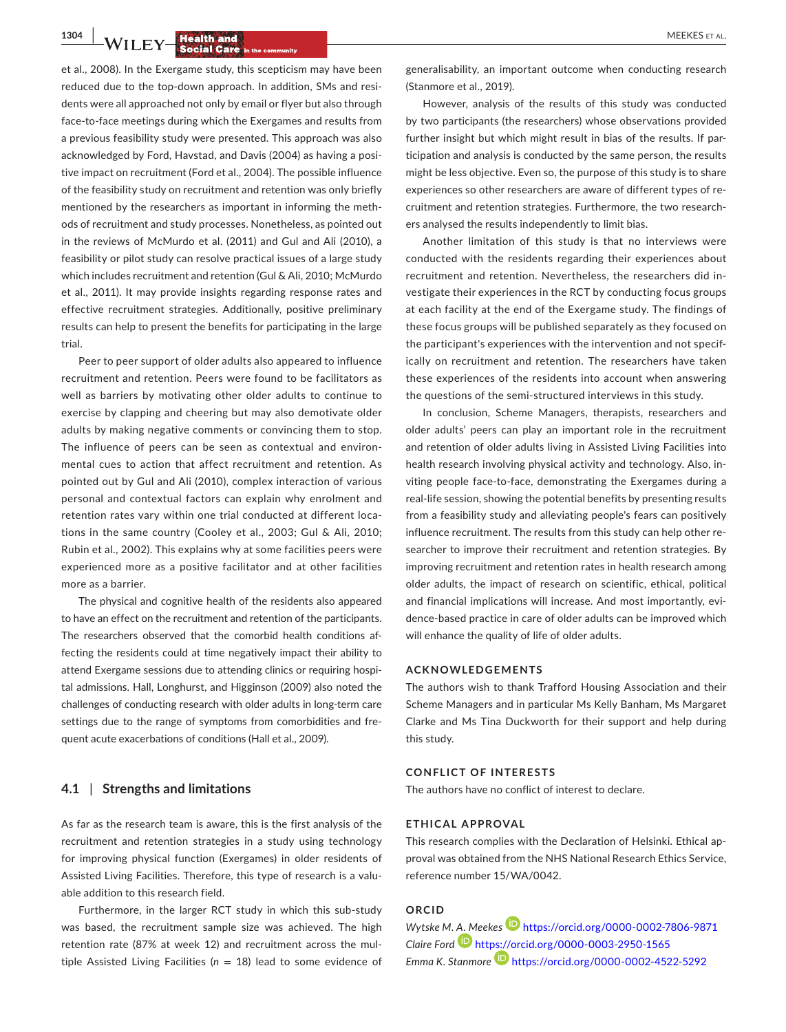et al., 2008). In the Exergame study, this scepticism may have been reduced due to the top-down approach. In addition, SMs and residents were all approached not only by email or flyer but also through face-to-face meetings during which the Exergames and results from a previous feasibility study were presented. This approach was also acknowledged by Ford, Havstad, and Davis (2004) as having a positive impact on recruitment (Ford et al., 2004). The possible influence of the feasibility study on recruitment and retention was only briefly mentioned by the researchers as important in informing the methods of recruitment and study processes. Nonetheless, as pointed out in the reviews of McMurdo et al. (2011) and Gul and Ali (2010), a feasibility or pilot study can resolve practical issues of a large study which includes recruitment and retention (Gul & Ali, 2010; McMurdo et al., 2011). It may provide insights regarding response rates and effective recruitment strategies. Additionally, positive preliminary results can help to present the benefits for participating in the large trial.

Peer to peer support of older adults also appeared to influence recruitment and retention. Peers were found to be facilitators as well as barriers by motivating other older adults to continue to exercise by clapping and cheering but may also demotivate older adults by making negative comments or convincing them to stop. The influence of peers can be seen as contextual and environmental cues to action that affect recruitment and retention. As pointed out by Gul and Ali (2010), complex interaction of various personal and contextual factors can explain why enrolment and retention rates vary within one trial conducted at different locations in the same country (Cooley et al., 2003; Gul & Ali, 2010; Rubin et al., 2002). This explains why at some facilities peers were experienced more as a positive facilitator and at other facilities more as a barrier.

The physical and cognitive health of the residents also appeared to have an effect on the recruitment and retention of the participants. The researchers observed that the comorbid health conditions affecting the residents could at time negatively impact their ability to attend Exergame sessions due to attending clinics or requiring hospital admissions. Hall, Longhurst, and Higginson (2009) also noted the challenges of conducting research with older adults in long-term care settings due to the range of symptoms from comorbidities and frequent acute exacerbations of conditions (Hall et al., 2009).

### 4.1 | Strengths and limitations

As far as the research team is aware, this is the first analysis of the recruitment and retention strategies in a study using technology for improving physical function (Exergames) in older residents of Assisted Living Facilities. Therefore, this type of research is a valuable addition to this research field.

Furthermore, in the larger RCT study in which this sub-study was based, the recruitment sample size was achieved. The high retention rate (87% at week 12) and recruitment across the multiple Assisted Living Facilities ($n$ = 18) lead to some evidence of generalisability, an important outcome when conducting research (Stanmore et al., 2019).

However, analysis of the results of this study was conducted by two participants (the researchers) whose observations provided further insight but which might result in bias of the results. If participation and analysis is conducted by the same person, the results might be less objective. Even so, the purpose of this study is to share experiences so other researchers are aware of different types of recruitment and retention strategies. Furthermore, the two researchers analysed the results independently to limit bias.

Another limitation of this study is that no interviews were conducted with the residents regarding their experiences about recruitment and retention. Nevertheless, the researchers did investigate their experiences in the RCT by conducting focus groups at each facility at the end of the Exergame study. The findings of these focus groups will be published separately as they focused on the participant's experiences with the intervention and not specifically on recruitment and retention. The researchers have taken these experiences of the residents into account when answering the questions of the semi-structured interviews in this study.

In conclusion, Scheme Managers, therapists, researchers and older adults' peers can play an important role in the recruitment and retention of older adults living in Assisted Living Facilities into health research involving physical activity and technology. Also, inviting people face-to-face, demonstrating the Exergames during a real-life session, showing the potential benefits by presenting results from a feasibility study and alleviating people's fears can positively influence recruitment. The results from this study can help other researcher to improve their recruitment and retention strategies. By improving recruitment and retention rates in health research among older adults, the impact of research on scientific, ethical, political and financial implications will increase. And most importantly, evidence-based practice in care of older adults can be improved which will enhance the quality of life of older adults.

## ACKNOWLEDGEMENTS

The authors wish to thank Trafford Housing Association and their Scheme Managers and in particular Ms Kelly Banham, Ms Margaret Clarke and Ms Tina Duckworth for their support and help during this study.

## CONFLICT OF INTERESTS

The authors have no conflict of interest to declare.

## ETHICAL APPROVAL

This research complies with the Declaration of Helsinki. Ethical approval was obtained from the NHS National Research Ethics Service, reference number 15/WA/0042.

## ORCID

*Wytske M. A. Meekes* https://orcid.org/0000-0002-7806-9871
*Claire Ford* https://orcid.org/0000-0003-2950-1565
*Emma K. Stanmore* https://orcid.org/0000-0002-4522-5292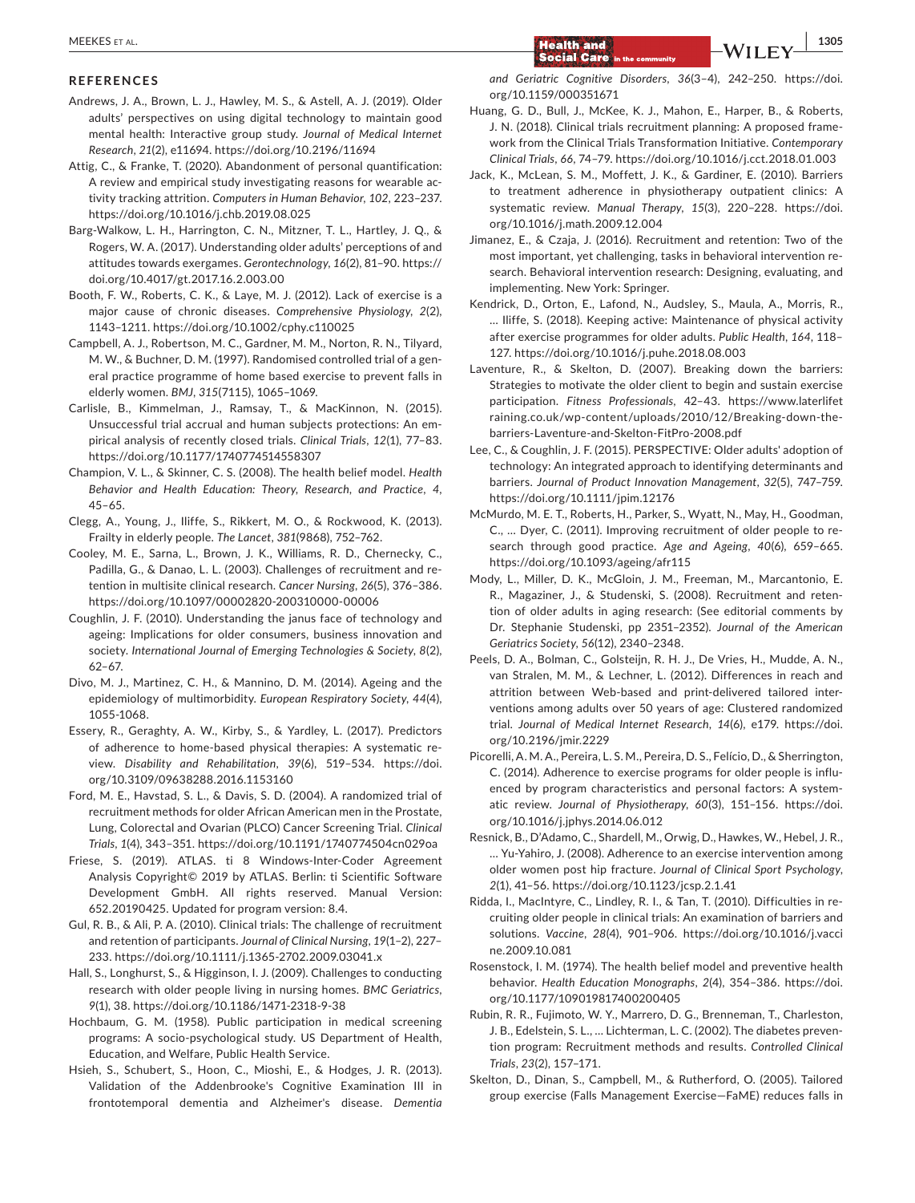## REFERENCES

Andrews, J. A., Brown, L. J., Hawley, M. S., & Astell, A. J. (2019). Older adults' perspectives on using digital technology to maintain good mental health: Interactive group study. *Journal of Medical Internet Research*, *21*(2), e11694. https://doi.org/10.2196/11694

Attig, C., & Franke, T. (2020). Abandonment of personal quantification: A review and empirical study investigating reasons for wearable activity tracking attrition. *Computers in Human Behavior*, *102*, 223–237. https://doi.org/10.1016/j.chb.2019.08.025

Barg-Walkow, L. H., Harrington, C. N., Mitzner, T. L., Hartley, J. Q., & Rogers, W. A. (2017). Understanding older adults' perceptions of and attitudes towards exergames. *Gerontechnology*, *16*(2), 81–90. https://doi.org/10.4017/gt.2017.16.2.003.00

Booth, F. W., Roberts, C. K., & Laye, M. J. (2012). Lack of exercise is a major cause of chronic diseases. *Comprehensive Physiology*, *2*(2), 1143–1211. https://doi.org/10.1002/cphy.c110025

Campbell, A. J., Robertson, M. C., Gardner, M. M., Norton, R. N., Tilyard, M. W., & Buchner, D. M. (1997). Randomised controlled trial of a general practice programme of home based exercise to prevent falls in elderly women. *BMJ*, *315*(7115), 1065–1069.

Carlisle, B., Kimmelman, J., Ramsay, T., & MacKinnon, N. (2015). Unsuccessful trial accrual and human subjects protections: An empirical analysis of recently closed trials. *Clinical Trials*, *12*(1), 77–83. https://doi.org/10.1177/1740774514558307

Champion, V. L., & Skinner, C. S. (2008). The health belief model. *Health Behavior and Health Education: Theory, Research, and Practice*, *4*, 45–65.

Clegg, A., Young, J., Iliffe, S., Rikkert, M. O., & Rockwood, K. (2013). Frailty in elderly people. *The Lancet*, *381*(9868), 752–762.

Cooley, M. E., Sarna, L., Brown, J. K., Williams, R. D., Chernecky, C., Padilla, G., & Danao, L. L. (2003). Challenges of recruitment and retention in multisite clinical research. *Cancer Nursing*, *26*(5), 376–386. https://doi.org/10.1097/00002820-200310000-00006

Coughlin, J. F. (2010). Understanding the janus face of technology and ageing: Implications for older consumers, business innovation and society. *International Journal of Emerging Technologies & Society*, *8*(2), 62–67.

Divo, M. J., Martinez, C. H., & Mannino, D. M. (2014). Ageing and the epidemiology of multimorbidity. *European Respiratory Society*, *44*(4), 1055-1068.

Essery, R., Geraghty, A. W., Kirby, S., & Yardley, L. (2017). Predictors of adherence to home-based physical therapies: A systematic review. *Disability and Rehabilitation*, *39*(6), 519–534. https://doi.org/10.3109/09638288.2016.1153160

Ford, M. E., Havstad, S. L., & Davis, S. D. (2004). A randomized trial of recruitment methods for older African American men in the Prostate, Lung, Colorectal and Ovarian (PLCO) Cancer Screening Trial. *Clinical Trials*, *1*(4), 343–351. https://doi.org/10.1191/1740774504cn029oa

Friese, S. (2019). ATLAS. ti 8 Windows-Inter-Coder Agreement Analysis Copyright© 2019 by ATLAS. Berlin: ti Scientific Software Development GmbH. All rights reserved. Manual Version: 652.20190425. Updated for program version: 8.4.

Gul, R. B., & Ali, P. A. (2010). Clinical trials: The challenge of recruitment and retention of participants. *Journal of Clinical Nursing*, *19*(1–2), 227–233. https://doi.org/10.1111/j.1365-2702.2009.03041.x

Hall, S., Longhurst, S., & Higginson, I. J. (2009). Challenges to conducting research with older people living in nursing homes. *BMC Geriatrics*, *9*(1), 38. https://doi.org/10.1186/1471-2318-9-38

Hochbaum, G. M. (1958). Public participation in medical screening programs: A socio-psychological study. US Department of Health, Education, and Welfare, Public Health Service.

Hsieh, S., Schubert, S., Hoon, C., Mioshi, E., & Hodges, J. R. (2013). Validation of the Addenbrooke's Cognitive Examination III in frontotemporal dementia and Alzheimer's disease. *Dementia and Geriatric Cognitive Disorders*, *36*(3–4), 242–250. https://doi.org/10.1159/000351671

Huang, G. D., Bull, J., McKee, K. J., Mahon, E., Harper, B., & Roberts, J. N. (2018). Clinical trials recruitment planning: A proposed framework from the Clinical Trials Transformation Initiative. *Contemporary Clinical Trials*, *66*, 74–79. https://doi.org/10.1016/j.cct.2018.01.003

Jack, K., McLean, S. M., Moffett, J. K., & Gardiner, E. (2010). Barriers to treatment adherence in physiotherapy outpatient clinics: A systematic review. *Manual Therapy*, *15*(3), 220–228. https://doi.org/10.1016/j.math.2009.12.004

Jimanez, E., & Czaja, J. (2016). Recruitment and retention: Two of the most important, yet challenging, tasks in behavioral intervention research. Behavioral intervention research: Designing, evaluating, and implementing. New York: Springer.

Kendrick, D., Orton, E., Lafond, N., Audsley, S., Maula, A., Morris, R., … Iliffe, S. (2018). Keeping active: Maintenance of physical activity after exercise programmes for older adults. *Public Health*, *164*, 118–127. https://doi.org/10.1016/j.puhe.2018.08.003

Laventure, R., & Skelton, D. (2007). Breaking down the barriers: Strategies to motivate the older client to begin and sustain exercise participation. *Fitness Professionals*, 42–43. https://www.laterlifetraining.co.uk/wp-content/uploads/2010/12/Breaking-down-the-barriers-Laventure-and-Skelton-FitPro-2008.pdf

Lee, C., & Coughlin, J. F. (2015). PERSPECTIVE: Older adults' adoption of technology: An integrated approach to identifying determinants and barriers. *Journal of Product Innovation Management*, *32*(5), 747–759. https://doi.org/10.1111/jpim.12176

McMurdo, M. E. T., Roberts, H., Parker, S., Wyatt, N., May, H., Goodman, C., … Dyer, C. (2011). Improving recruitment of older people to research through good practice. *Age and Ageing*, *40*(6), 659–665. https://doi.org/10.1093/ageing/afr115

Mody, L., Miller, D. K., McGloin, J. M., Freeman, M., Marcantonio, E. R., Magaziner, J., & Studenski, S. (2008). Recruitment and retention of older adults in aging research: (See editorial comments by Dr. Stephanie Studenski, pp 2351–2352). *Journal of the American Geriatrics Society*, *56*(12), 2340–2348.

Peels, D. A., Bolman, C., Golsteijn, R. H. J., De Vries, H., Mudde, A. N., van Stralen, M. M., & Lechner, L. (2012). Differences in reach and attrition between Web-based and print-delivered tailored interventions among adults over 50 years of age: Clustered randomized trial. *Journal of Medical Internet Research*, *14*(6), e179. https://doi.org/10.2196/jmir.2229

Picorelli, A. M. A., Pereira, L. S. M., Pereira, D. S., Felício, D., & Sherrington, C. (2014). Adherence to exercise programs for older people is influenced by program characteristics and personal factors: A systematic review. *Journal of Physiotherapy*, *60*(3), 151–156. https://doi.org/10.1016/j.jphys.2014.06.012

Resnick, B., D'Adamo, C., Shardell, M., Orwig, D., Hawkes, W., Hebel, J. R., … Yu-Yahiro, J. (2008). Adherence to an exercise intervention among older women post hip fracture. *Journal of Clinical Sport Psychology*, *2*(1), 41–56. https://doi.org/10.1123/jcsp.2.1.41

Ridda, I., MacIntyre, C., Lindley, R. I., & Tan, T. (2010). Difficulties in recruiting older people in clinical trials: An examination of barriers and solutions. *Vaccine*, *28*(4), 901–906. https://doi.org/10.1016/j.vaccine.2009.10.081

Rosenstock, I. M. (1974). The health belief model and preventive health behavior. *Health Education Monographs*, *2*(4), 354–386. https://doi.org/10.1177/109019817400200405

Rubin, R. R., Fujimoto, W. Y., Marrero, D. G., Brenneman, T., Charleston, J. B., Edelstein, S. L., … Lichterman, L. C. (2002). The diabetes prevention program: Recruitment methods and results. *Controlled Clinical Trials*, *23*(2), 157–171.

Skelton, D., Dinan, S., Campbell, M., & Rutherford, O. (2005). Tailored group exercise (Falls Management Exercise—FaME) reduces falls in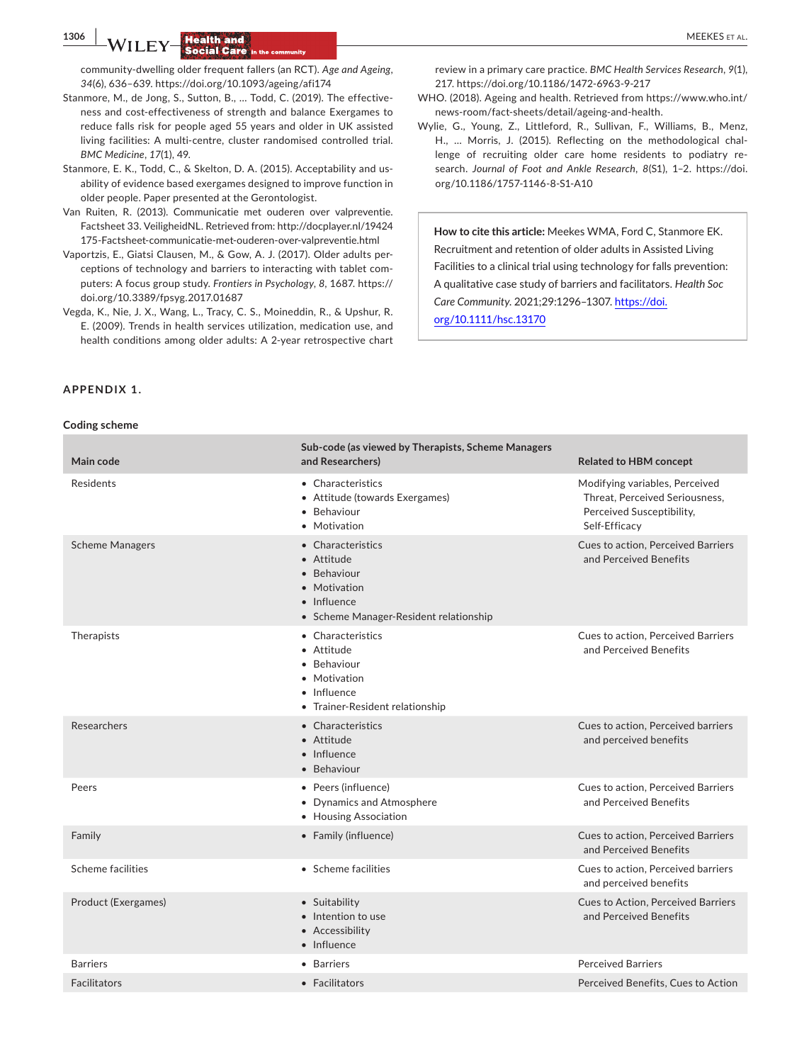community-dwelling older frequent fallers (an RCT). *Age and Ageing*, *34*(6), 636–639. https://doi.org/10.1093/ageing/afi174

Stanmore, M., de Jong, S., Sutton, B., … Todd, C. (2019). The effectiveness and cost-effectiveness of strength and balance Exergames to reduce falls risk for people aged 55 years and older in UK assisted living facilities: A multi-centre, cluster randomised controlled trial. *BMC Medicine*, *17*(1), 49.

Stanmore, E. K., Todd, C., & Skelton, D. A. (2015). Acceptability and usability of evidence based exergames designed to improve function in older people. Paper presented at the Gerontologist.

Van Ruiten, R. (2013). Communicatie met ouderen over valpreventie. Factsheet 33. VeiligheidNL. Retrieved from: http://docplayer.nl/19424175-Factsheet-communicatie-met-ouderen-over-valpreventie.html

Vaportzis, E., Giatsi Clausen, M., & Gow, A. J. (2017). Older adults perceptions of technology and barriers to interacting with tablet computers: A focus group study. *Frontiers in Psychology*, *8*, 1687. https://doi.org/10.3389/fpsyg.2017.01687

Vegda, K., Nie, J. X., Wang, L., Tracy, C. S., Moineddin, R., & Upshur, R. E. (2009). Trends in health services utilization, medication use, and health conditions among older adults: A 2-year retrospective chart review in a primary care practice. *BMC Health Services Research*, *9*(1), 217. https://doi.org/10.1186/1472-6963-9-217

WHO. (2018). Ageing and health. Retrieved from https://www.who.int/news-room/fact-sheets/detail/ageing-and-health.

Wylie, G., Young, Z., Littleford, R., Sullivan, F., Williams, B., Menz, H., … Morris, J. (2015). Reflecting on the methodological challenge of recruiting older care home residents to podiatry research. *Journal of Foot and Ankle Research*, *8*(S1), 1–2. https://doi.org/10.1186/1757-1146-8-S1-A10

**How to cite this article:** Meekes WMA, Ford C, Stanmore EK. Recruitment and retention of older adults in Assisted Living Facilities to a clinical trial using technology for falls prevention: A qualitative case study of barriers and facilitators. *Health Soc Care Community*. 2021;29:1296–1307. https://doi.org/10.1111/hsc.13170

## APPENDIX 1.

**Coding scheme**

| Main code | Sub-code (as viewed by Therapists, Scheme Managers and Researchers) | Related to HBM concept |
|---|---|---|
| Residents | • Characteristics<br>• Attitude (towards Exergames)<br>• Behaviour<br>• Motivation | Modifying variables, Perceived Threat, Perceived Seriousness, Perceived Susceptibility, Self-Efficacy |
| Scheme Managers | • Characteristics<br>• Attitude<br>• Behaviour<br>• Motivation<br>• Influence<br>• Scheme Manager-Resident relationship | Cues to action, Perceived Barriers and Perceived Benefits |
| Therapists | • Characteristics<br>• Attitude<br>• Behaviour<br>• Motivation<br>• Influence<br>• Trainer-Resident relationship | Cues to action, Perceived Barriers and Perceived Benefits |
| Researchers | • Characteristics<br>• Attitude<br>• Influence<br>• Behaviour | Cues to action, Perceived barriers and perceived benefits |
| Peers | • Peers (influence)<br>• Dynamics and Atmosphere<br>• Housing Association | Cues to action, Perceived Barriers and Perceived Benefits |
| Family | • Family (influence) | Cues to action, Perceived Barriers and Perceived Benefits |
| Scheme facilities | • Scheme facilities | Cues to action, Perceived barriers and perceived benefits |
| Product (Exergames) | • Suitability<br>• Intention to use<br>• Accessibility<br>• Influence | Cues to Action, Perceived Barriers and Perceived Benefits |
| Barriers | • Barriers | Perceived Barriers |
| Facilitators | • Facilitators | Perceived Benefits, Cues to Action |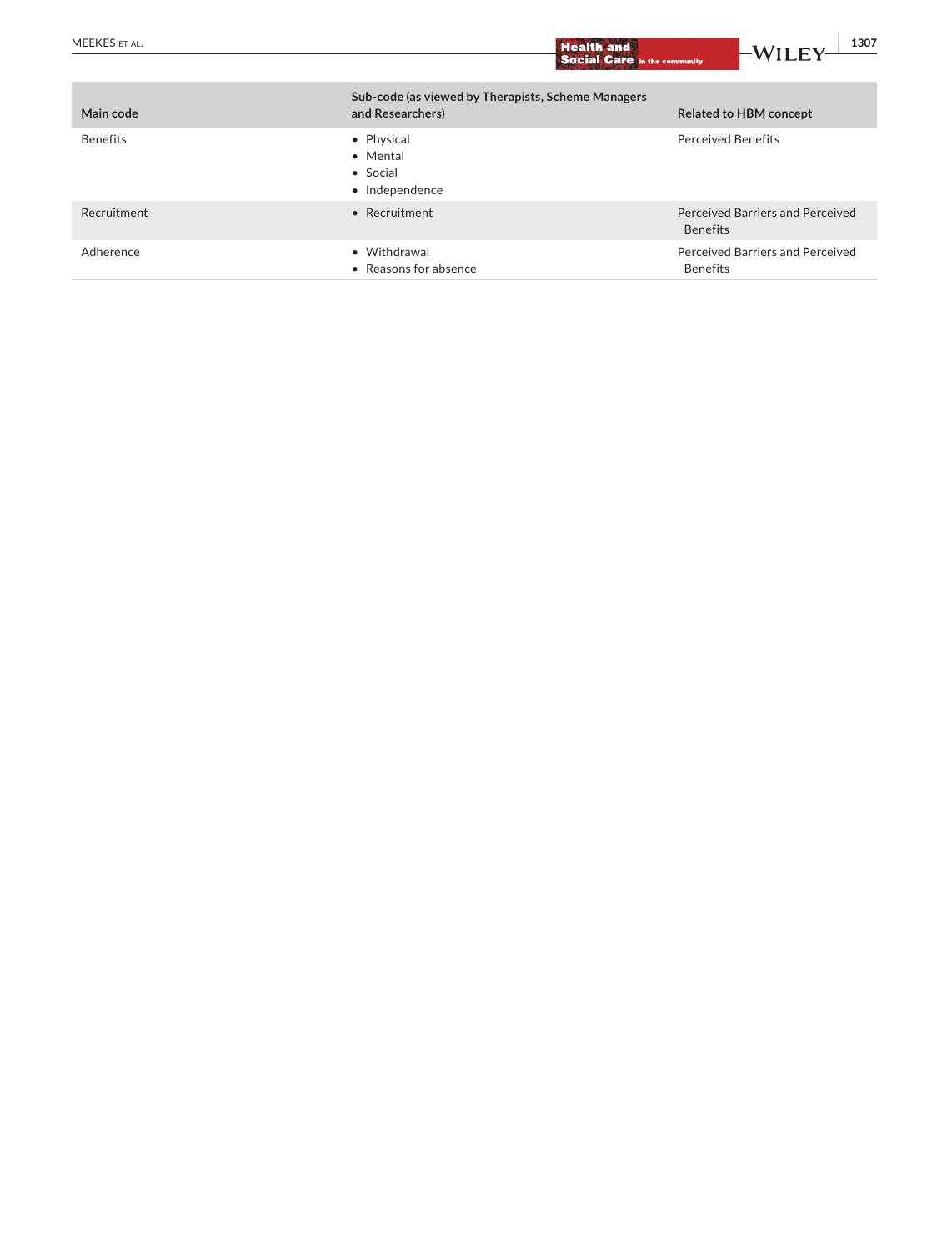| Main code | Sub-code (as viewed by Therapists, Scheme Managers and Researchers) | Related to HBM concept |
|---|---|---|
| Benefits | • Physical<br>• Mental<br>• Social<br>• Independence | Perceived Benefits |
| Recruitment | • Recruitment | Perceived Barriers and Perceived Benefits |
| Adherence | • Withdrawal<br>• Reasons for absence | Perceived Barriers and Perceived Benefits |